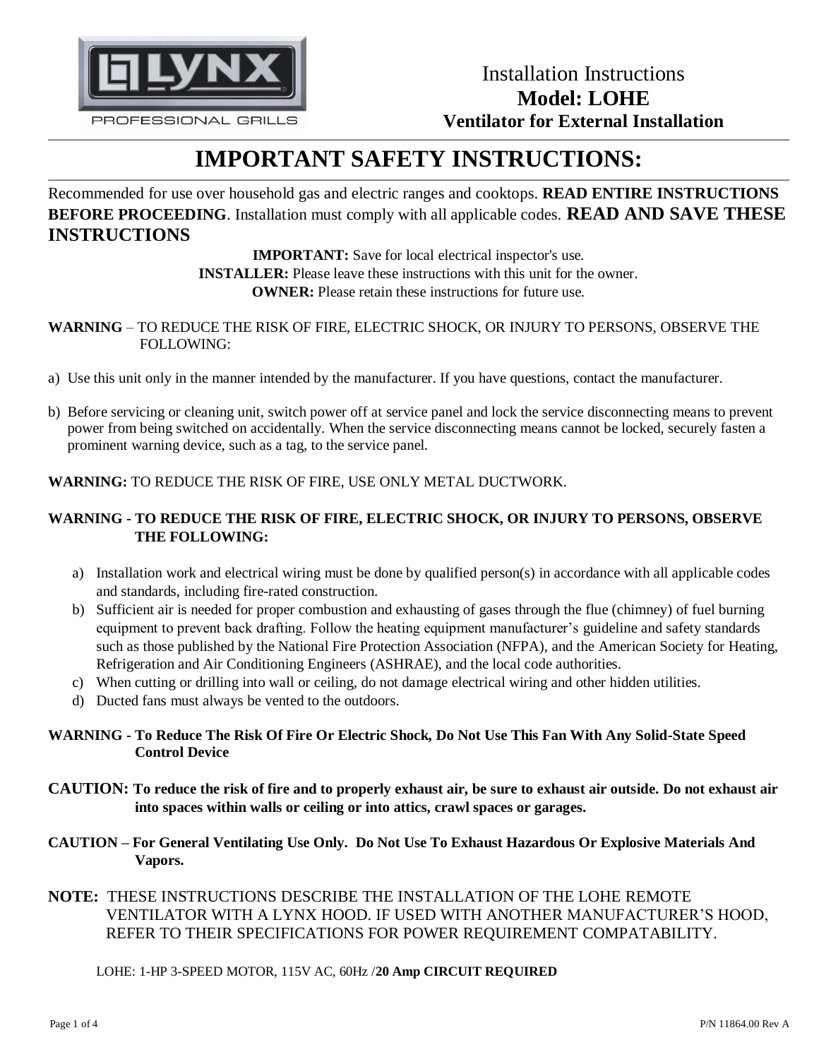Installation Instructions

**Model: LOHE**

**Ventilator for External Installation**

# IMPORTANT SAFETY INSTRUCTIONS:

Recommended for use over household gas and electric ranges and cooktops. **READ ENTIRE INSTRUCTIONS BEFORE PROCEEDING**. Installation must comply with all applicable codes. **READ AND SAVE THESE INSTRUCTIONS**

**IMPORTANT:** Save for local electrical inspector's use.
**INSTALLER:** Please leave these instructions with this unit for the owner.
**OWNER:** Please retain these instructions for future use.

**WARNING** – TO REDUCE THE RISK OF FIRE, ELECTRIC SHOCK, OR INJURY TO PERSONS, OBSERVE THE FOLLOWING:

a) Use this unit only in the manner intended by the manufacturer. If you have questions, contact the manufacturer.

b) Before servicing or cleaning unit, switch power off at service panel and lock the service disconnecting means to prevent power from being switched on accidentally. When the service disconnecting means cannot be locked, securely fasten a prominent warning device, such as a tag, to the service panel.

**WARNING:** TO REDUCE THE RISK OF FIRE, USE ONLY METAL DUCTWORK.

**WARNING - TO REDUCE THE RISK OF FIRE, ELECTRIC SHOCK, OR INJURY TO PERSONS, OBSERVE THE FOLLOWING:**

a) Installation work and electrical wiring must be done by qualified person(s) in accordance with all applicable codes and standards, including fire-rated construction.
b) Sufficient air is needed for proper combustion and exhausting of gases through the flue (chimney) of fuel burning equipment to prevent back drafting. Follow the heating equipment manufacturer's guideline and safety standards such as those published by the National Fire Protection Association (NFPA), and the American Society for Heating, Refrigeration and Air Conditioning Engineers (ASHRAE), and the local code authorities.
c) When cutting or drilling into wall or ceiling, do not damage electrical wiring and other hidden utilities.
d) Ducted fans must always be vented to the outdoors.

**WARNING - To Reduce The Risk Of Fire Or Electric Shock, Do Not Use This Fan With Any Solid-State Speed Control Device**

**CAUTION: To reduce the risk of fire and to properly exhaust air, be sure to exhaust air outside. Do not exhaust air into spaces within walls or ceiling or into attics, crawl spaces or garages.**

**CAUTION – For General Ventilating Use Only. Do Not Use To Exhaust Hazardous Or Explosive Materials And Vapors.**

**NOTE:** THESE INSTRUCTIONS DESCRIBE THE INSTALLATION OF THE LOHE REMOTE VENTILATOR WITH A LYNX HOOD. IF USED WITH ANOTHER MANUFACTURER'S HOOD, REFER TO THEIR SPECIFICATIONS FOR POWER REQUIREMENT COMPATABILITY.

LOHE: 1-HP 3-SPEED MOTOR, 115V AC, 60Hz /**20 Amp CIRCUIT REQUIRED**

P/N 11864.00 Rev A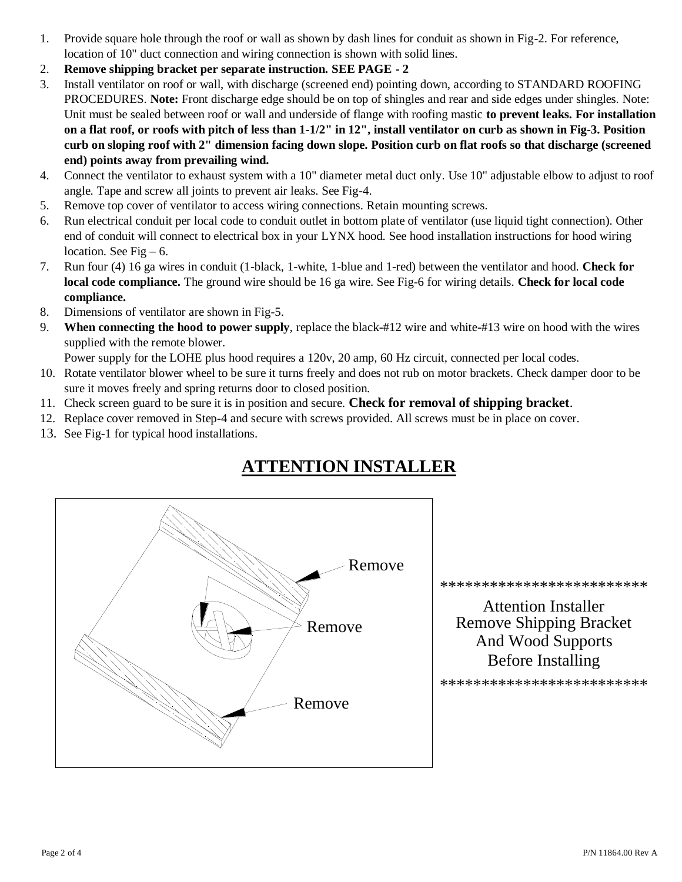1. Provide square hole through the roof or wall as shown by dash lines for conduit as shown in Fig-2. For reference, location of 10" duct connection and wiring connection is shown with solid lines.
2. **Remove shipping bracket per separate instruction. SEE PAGE - 2**
3. Install ventilator on roof or wall, with discharge (screened end) pointing down, according to STANDARD ROOFING PROCEDURES. **Note:** Front discharge edge should be on top of shingles and rear and side edges under shingles. Note: Unit must be sealed between roof or wall and underside of flange with roofing mastic **to prevent leaks. For installation on a flat roof, or roofs with pitch of less than 1-1/2" in 12", install ventilator on curb as shown in Fig-3. Position curb on sloping roof with 2" dimension facing down slope. Position curb on flat roofs so that discharge (screened end) points away from prevailing wind.**
4. Connect the ventilator to exhaust system with a 10" diameter metal duct only. Use 10" adjustable elbow to adjust to roof angle. Tape and screw all joints to prevent air leaks. See Fig-4.
5. Remove top cover of ventilator to access wiring connections. Retain mounting screws.
6. Run electrical conduit per local code to conduit outlet in bottom plate of ventilator (use liquid tight connection). Other end of conduit will connect to electrical box in your LYNX hood. See hood installation instructions for hood wiring location. See Fig – 6.
7. Run four (4) 16 ga wires in conduit (1-black, 1-white, 1-blue and 1-red) between the ventilator and hood. **Check for local code compliance.** The ground wire should be 16 ga wire. See Fig-6 for wiring details. **Check for local code compliance.**
8. Dimensions of ventilator are shown in Fig-5.
9. **When connecting the hood to power supply**, replace the black-#12 wire and white-#13 wire on hood with the wires supplied with the remote blower.
   Power supply for the LOHE plus hood requires a 120v, 20 amp, 60 Hz circuit, connected per local codes.
10. Rotate ventilator blower wheel to be sure it turns freely and does not rub on motor brackets. Check damper door to be sure it moves freely and spring returns door to closed position.
11. Check screen guard to be sure it is in position and secure. **Check for removal of shipping bracket**.
12. Replace cover removed in Step-4 and secure with screws provided. All screws must be in place on cover.
13. See Fig-1 for typical hood installations.

## ATTENTION INSTALLER

Remove

Remove

Remove

************************

Attention Installer
Remove Shipping Bracket
And Wood Supports
Before Installing

************************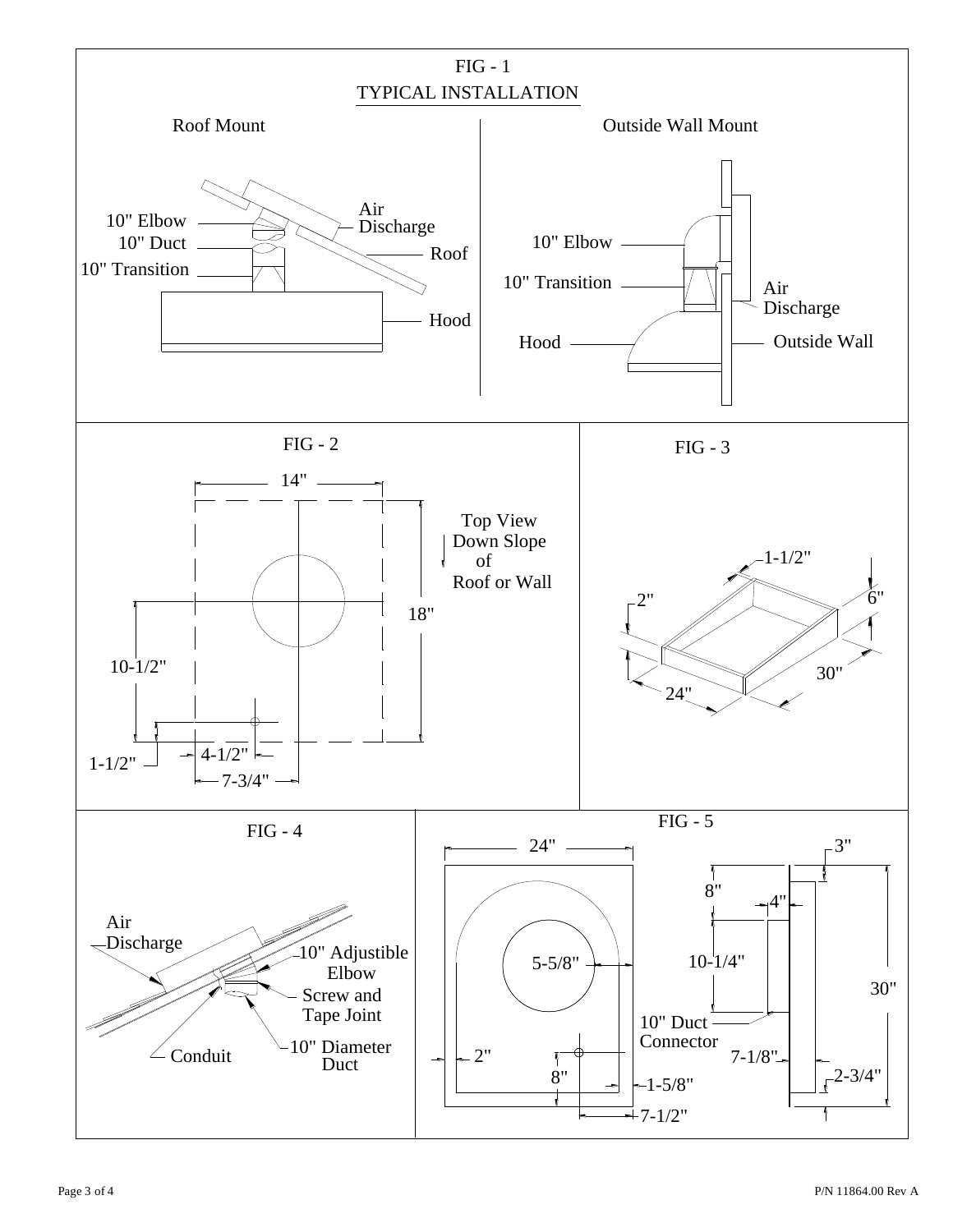## FIG - 1

### TYPICAL INSTALLATION

**Roof Mount**

10" Elbow

10" Duct

10" Transition

Air Discharge

Roof

Hood

**Outside Wall Mount**

10" Elbow

10" Transition

Air Discharge

Hood

Outside Wall

## FIG - 2

14"

18"

Top View Down Slope of Roof or Wall

10-1/2"

1-1/2"

4-1/2"

7-3/4"

## FIG - 3

1-1/2"

2"

6"

30"

24"

## FIG - 4

Air Discharge

10" Adjustable Elbow

Screw and Tape Joint

Conduit

10" Diameter Duct

## FIG - 5

24"

5-5/8"

2"

8"

1-5/8"

7-1/2"

3"

8"

4"

10-1/4"

30"

10" Duct Connector

7-1/8"

2-3/4"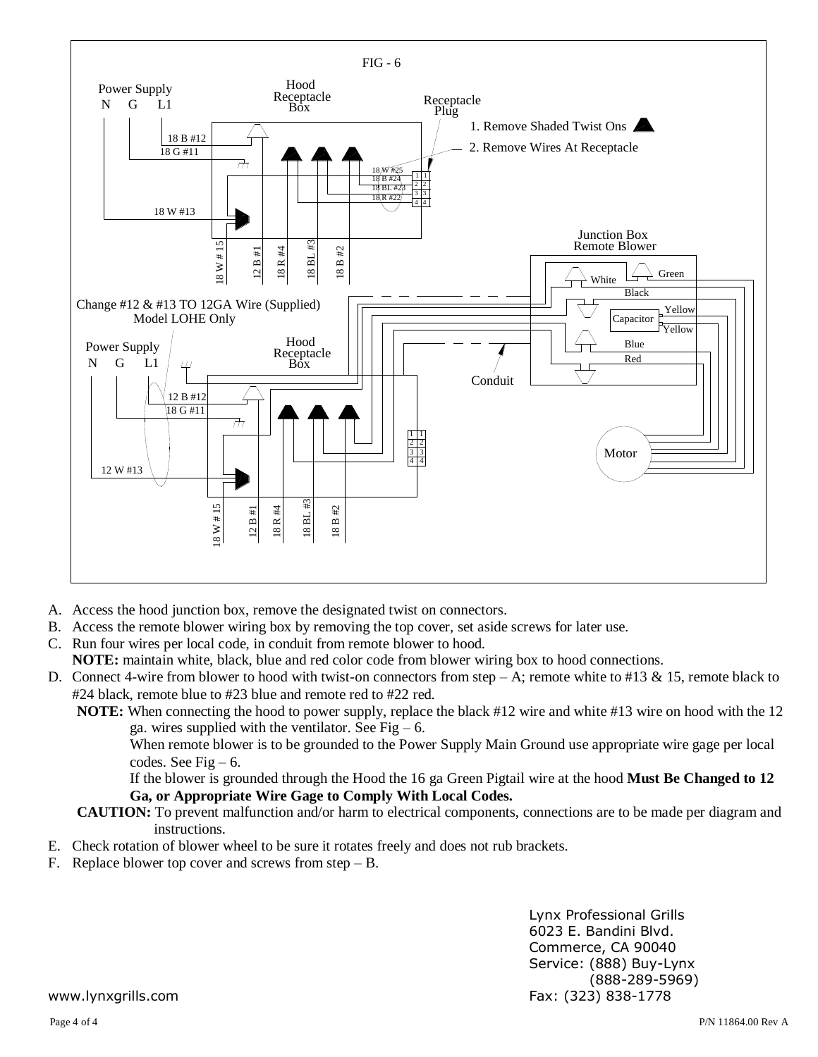FIG - 6

Power Supply
N G L1

Hood Receptacle Box

Receptacle Plug

1. Remove Shaded Twist Ons
2. Remove Wires At Receptacle

18 B #12
18 G #11
18 W #13
18 W #25
18 B #24
18 BL #23
18 R #22

18 W # 15
12 B #1
18 R #4
18 BL #3
18 B #2

Junction Box
Remote Blower

White
Green
Black
Capacitor
Yellow
Yellow
Blue
Red

Change #12 & #13 TO 12GA Wire (Supplied)
Model LOHE Only

Power Supply
N G L1

Hood Receptacle Box

Conduit

12 B #12
18 G #11
12 W #13

Motor

18 W # 15
12 B #1
18 R #4
18 BL #3
18 B #2

A. Access the hood junction box, remove the designated twist on connectors.
B. Access the remote blower wiring box by removing the top cover, set aside screws for later use.
C. Run four wires per local code, in conduit from remote blower to hood.
   **NOTE:** maintain white, black, blue and red color code from blower wiring box to hood connections.
D. Connect 4-wire from blower to hood with twist-on connectors from step – A; remote white to #13 & 15, remote black to #24 black, remote blue to #23 blue and remote red to #22 red.
   **NOTE:** When connecting the hood to power supply, replace the black #12 wire and white #13 wire on hood with the 12 ga. wires supplied with the ventilator. See Fig – 6.
   When remote blower is to be grounded to the Power Supply Main Ground use appropriate wire gage per local codes. See Fig – 6.
   If the blower is grounded through the Hood the 16 ga Green Pigtail wire at the hood **Must Be Changed to 12 Ga, or Appropriate Wire Gage to Comply With Local Codes.**
   **CAUTION:** To prevent malfunction and/or harm to electrical components, connections are to be made per diagram and instructions.
E. Check rotation of blower wheel to be sure it rotates freely and does not rub brackets.
F. Replace blower top cover and screws from step – B.

Lynx Professional Grills
6023 E. Bandini Blvd.
Commerce, CA 90040
Service: (888) Buy-Lynx
(888-289-5969)
Fax: (323) 838-1778

www.lynxgrills.com

P/N 11864.00 Rev A